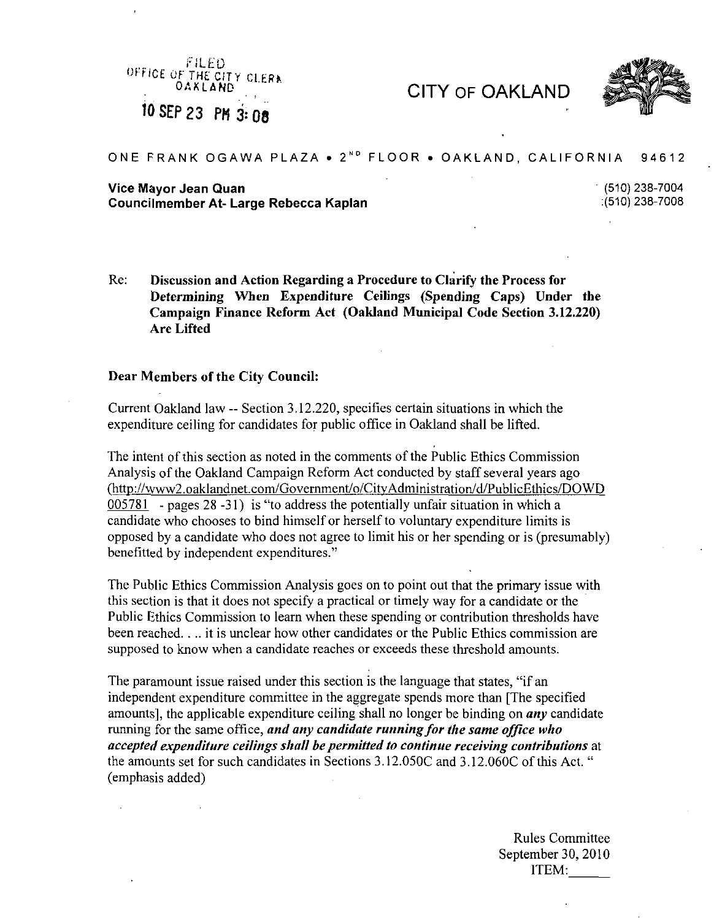FILED
OFFICE OF THE CITY CLERK
OAKLAND

10 SEP 23 PM 3:08

# CITY OF OAKLAND

ONE FRANK OGAWA PLAZA • 2ND FLOOR • OAKLAND, CALIFORNIA 94612

**Vice Mayor Jean Quan** (510) 238-7004
**Councilmember At- Large Rebecca Kaplan** (510) 238-7008

Re: **Discussion and Action Regarding a Procedure to Clarify the Process for Determining When Expenditure Ceilings (Spending Caps) Under the Campaign Finance Reform Act (Oakland Municipal Code Section 3.12.220) Are Lifted**

**Dear Members of the City Council:**

Current Oakland law -- Section 3.12.220, specifies certain situations in which the expenditure ceiling for candidates for public office in Oakland shall be lifted.

The intent of this section as noted in the comments of the Public Ethics Commission Analysis of the Oakland Campaign Reform Act conducted by staff several years ago (http://www2.oaklandnet.com/Government/o/CityAdministration/d/PublicEthics/DOWD005781 - pages 28 -31) is "to address the potentially unfair situation in which a candidate who chooses to bind himself or herself to voluntary expenditure limits is opposed by a candidate who does not agree to limit his or her spending or is (presumably) benefitted by independent expenditures."

The Public Ethics Commission Analysis goes on to point out that the primary issue with this section is that it does not specify a practical or timely way for a candidate or the Public Ethics Commission to learn when these spending or contribution thresholds have been reached. . .. it is unclear how other candidates or the Public Ethics commission are supposed to know when a candidate reaches or exceeds these threshold amounts.

The paramount issue raised under this section is the language that states, "if an independent expenditure committee in the aggregate spends more than [The specified amounts], the applicable expenditure ceiling shall no longer be binding on ***any*** candidate running for the same office, ***and any candidate running for the same office who accepted expenditure ceilings shall be permitted to continue receiving contributions*** at the amounts set for such candidates in Sections 3.12.050C and 3.12.060C of this Act. " (emphasis added)

Rules Committee
September 30, 2010
ITEM:\_\_\_\_\_\_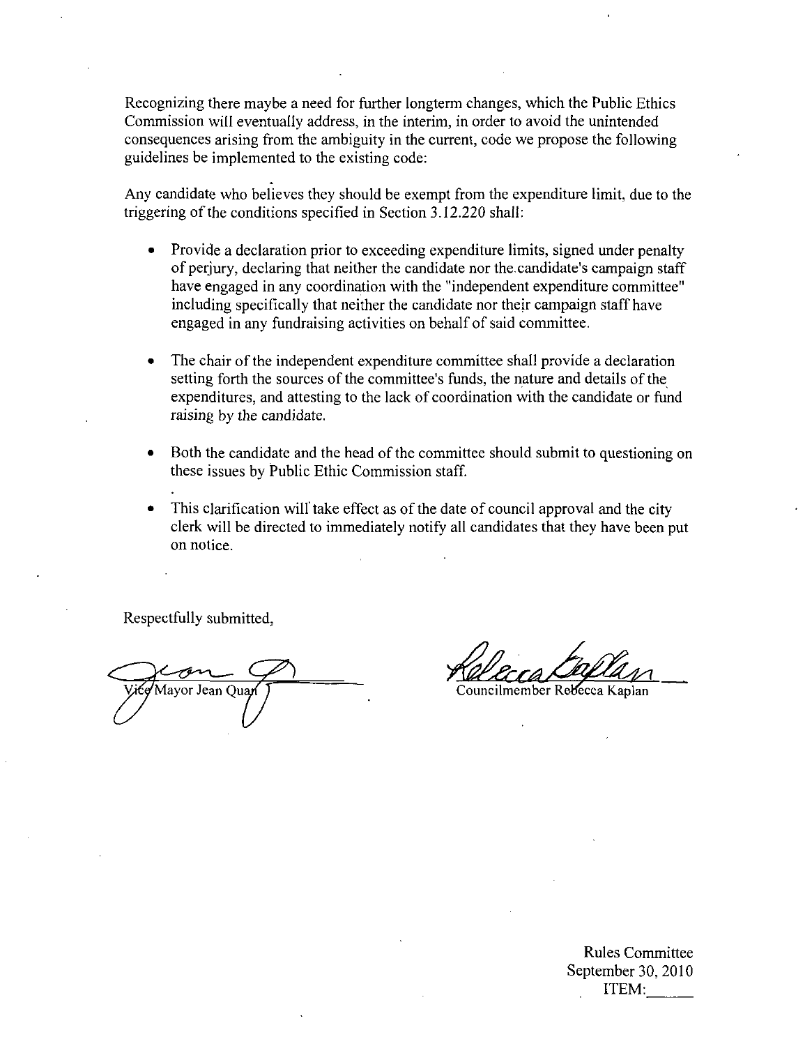Recognizing there maybe a need for further longterm changes, which the Public Ethics Commission will eventually address, in the interim, in order to avoid the unintended consequences arising from the ambiguity in the current, code we propose the following guidelines be implemented to the existing code:

Any candidate who believes they should be exempt from the expenditure limit, due to the triggering of the conditions specified in Section 3.12.220 shall:

- Provide a declaration prior to exceeding expenditure limits, signed under penalty of perjury, declaring that neither the candidate nor the candidate's campaign staff have engaged in any coordination with the "independent expenditure committee" including specifically that neither the candidate nor their campaign staff have engaged in any fundraising activities on behalf of said committee.

- The chair of the independent expenditure committee shall provide a declaration setting forth the sources of the committee's funds, the nature and details of the expenditures, and attesting to the lack of coordination with the candidate or fund raising by the candidate.

- Both the candidate and the head of the committee should submit to questioning on these issues by Public Ethic Commission staff.

- This clarification will take effect as of the date of council approval and the city clerk will be directed to immediately notify all candidates that they have been put on notice.

Respectfully submitted,

Vice Mayor Jean Quan

Councilmember Rebecca Kaplan

Rules Committee
September 30, 2010
ITEM:\_\_\_\_\_